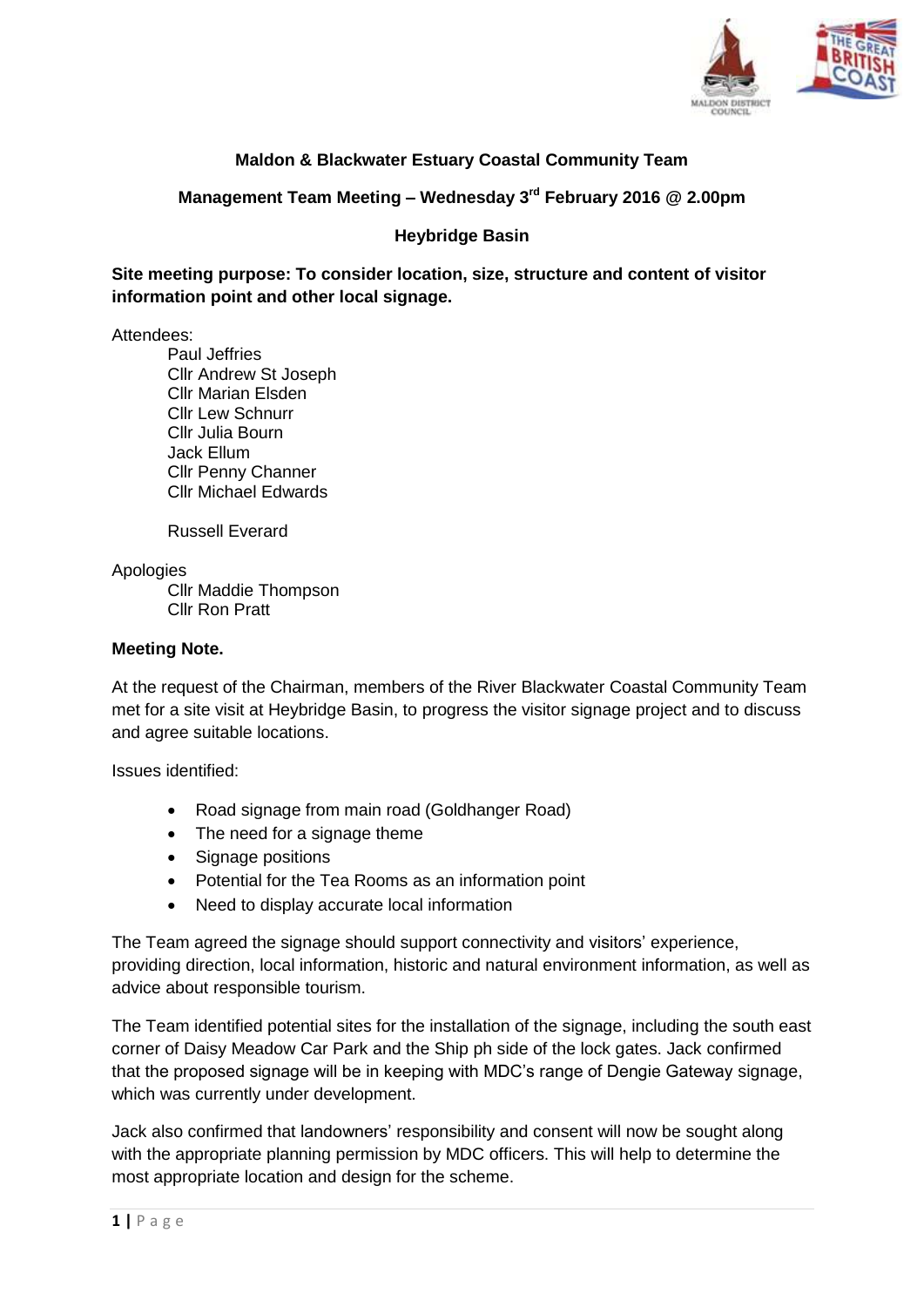**Maldon & Blackwater Estuary Coastal Community Team**

**Management Team Meeting – Wednesday 3rd February 2016 @ 2.00pm**

**Heybridge Basin**

**Site meeting purpose: To consider location, size, structure and content of visitor information point and other local signage.**

Attendees:

Paul Jeffries
Cllr Andrew St Joseph
Cllr Marian Elsden
Cllr Lew Schnurr
Cllr Julia Bourn
Jack Ellum
Cllr Penny Channer
Cllr Michael Edwards

Russell Everard

Apologies

Cllr Maddie Thompson
Cllr Ron Pratt

**Meeting Note.**

At the request of the Chairman, members of the River Blackwater Coastal Community Team met for a site visit at Heybridge Basin, to progress the visitor signage project and to discuss and agree suitable locations.

Issues identified:

- Road signage from main road (Goldhanger Road)
- The need for a signage theme
- Signage positions
- Potential for the Tea Rooms as an information point
- Need to display accurate local information

The Team agreed the signage should support connectivity and visitors' experience, providing direction, local information, historic and natural environment information, as well as advice about responsible tourism.

The Team identified potential sites for the installation of the signage, including the south east corner of Daisy Meadow Car Park and the Ship ph side of the lock gates. Jack confirmed that the proposed signage will be in keeping with MDC's range of Dengie Gateway signage, which was currently under development.

Jack also confirmed that landowners' responsibility and consent will now be sought along with the appropriate planning permission by MDC officers. This will help to determine the most appropriate location and design for the scheme.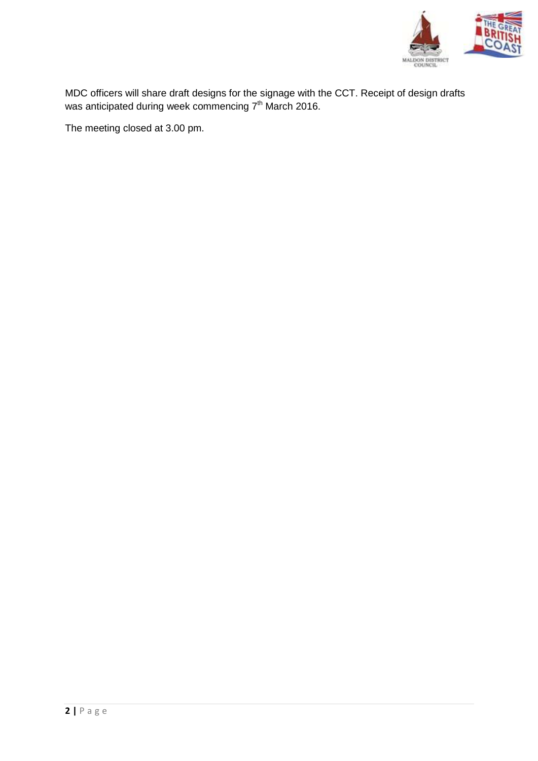MDC officers will share draft designs for the signage with the CCT. Receipt of design drafts was anticipated during week commencing 7th March 2016.

The meeting closed at 3.00 pm.